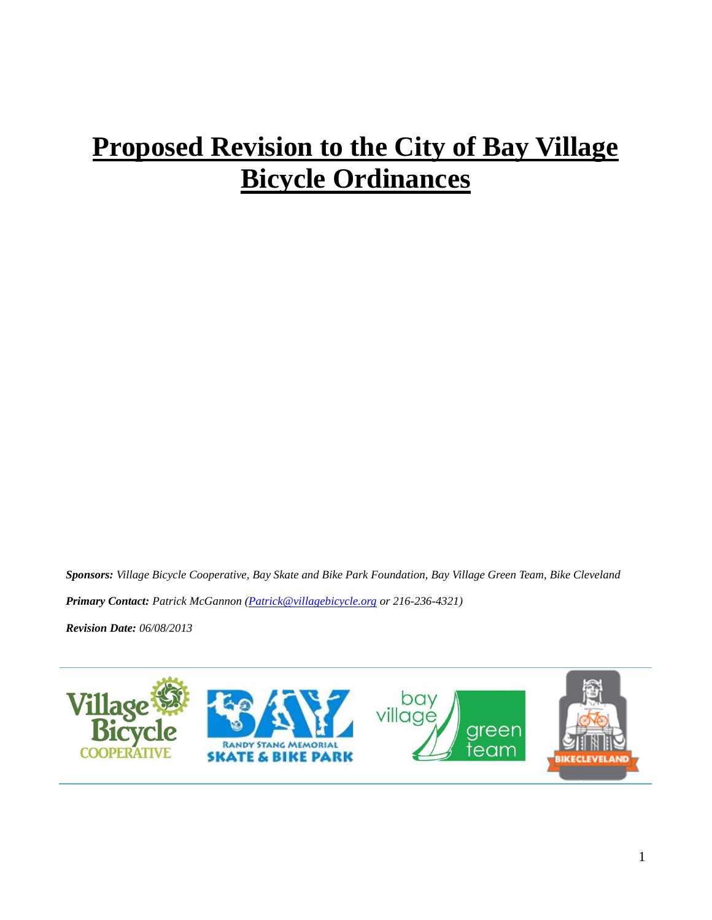# Proposed Revision to the City of Bay Village Bicycle Ordinances

***Sponsors:*** *Village Bicycle Cooperative, Bay Skate and Bike Park Foundation, Bay Village Green Team, Bike Cleveland*

***Primary Contact:*** *Patrick McGannon (Patrick@villagebicycle.org or 216-236-4321)*

***Revision Date:*** *06/08/2013*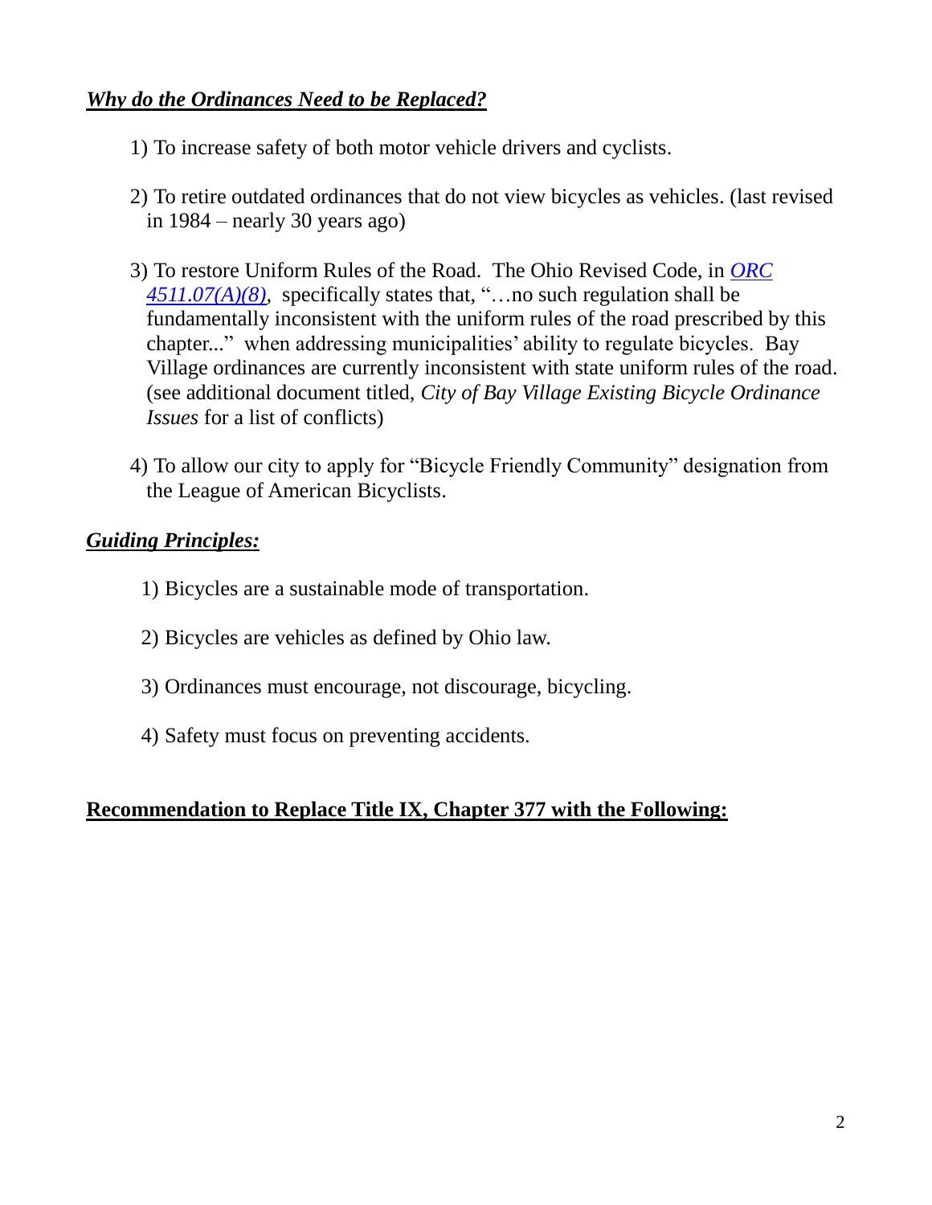***Why do the Ordinances Need to be Replaced?***

1) To increase safety of both motor vehicle drivers and cyclists.

2) To retire outdated ordinances that do not view bicycles as vehicles. (last revised in 1984 – nearly 30 years ago)

3) To restore Uniform Rules of the Road. The Ohio Revised Code, in *ORC 4511.07(A)(8)*, specifically states that, "…no such regulation shall be fundamentally inconsistent with the uniform rules of the road prescribed by this chapter..." when addressing municipalities' ability to regulate bicycles. Bay Village ordinances are currently inconsistent with state uniform rules of the road. (see additional document titled, *City of Bay Village Existing Bicycle Ordinance Issues* for a list of conflicts)

4) To allow our city to apply for "Bicycle Friendly Community" designation from the League of American Bicyclists.

***Guiding Principles:***

1) Bicycles are a sustainable mode of transportation.

2) Bicycles are vehicles as defined by Ohio law.

3) Ordinances must encourage, not discourage, bicycling.

4) Safety must focus on preventing accidents.

**Recommendation to Replace Title IX, Chapter 377 with the Following:**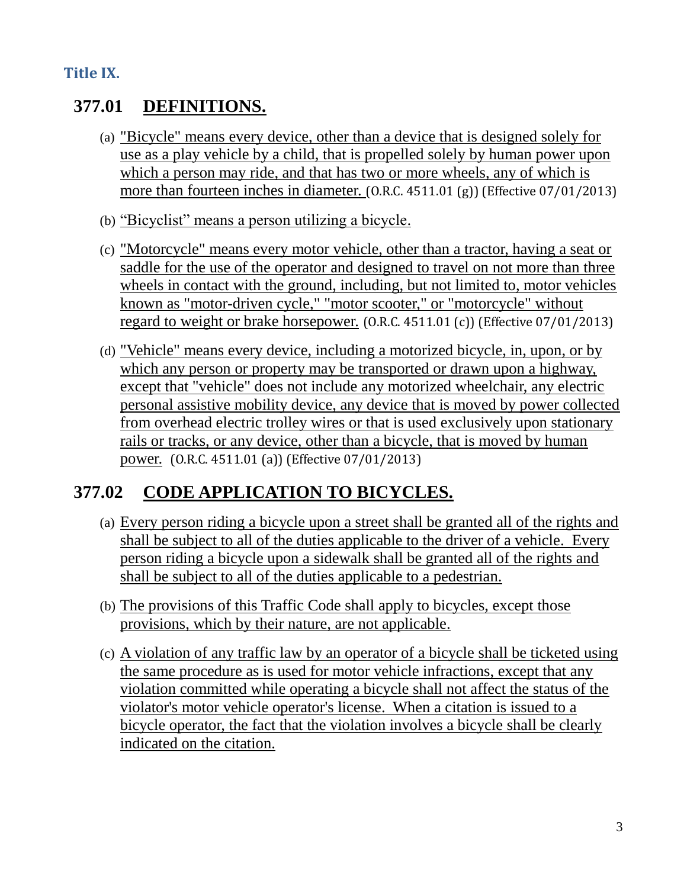## Title IX.

### 377.01 DEFINITIONS.

(a) "Bicycle" means every device, other than a device that is designed solely for use as a play vehicle by a child, that is propelled solely by human power upon which a person may ride, and that has two or more wheels, any of which is more than fourteen inches in diameter. (O.R.C. 4511.01 (g)) (Effective 07/01/2013)

(b) "Bicyclist" means a person utilizing a bicycle.

(c) "Motorcycle" means every motor vehicle, other than a tractor, having a seat or saddle for the use of the operator and designed to travel on not more than three wheels in contact with the ground, including, but not limited to, motor vehicles known as "motor-driven cycle," "motor scooter," or "motorcycle" without regard to weight or brake horsepower. (O.R.C. 4511.01 (c)) (Effective 07/01/2013)

(d) "Vehicle" means every device, including a motorized bicycle, in, upon, or by which any person or property may be transported or drawn upon a highway, except that "vehicle" does not include any motorized wheelchair, any electric personal assistive mobility device, any device that is moved by power collected from overhead electric trolley wires or that is used exclusively upon stationary rails or tracks, or any device, other than a bicycle, that is moved by human power. (O.R.C. 4511.01 (a)) (Effective 07/01/2013)

### 377.02 CODE APPLICATION TO BICYCLES.

(a) Every person riding a bicycle upon a street shall be granted all of the rights and shall be subject to all of the duties applicable to the driver of a vehicle. Every person riding a bicycle upon a sidewalk shall be granted all of the rights and shall be subject to all of the duties applicable to a pedestrian.

(b) The provisions of this Traffic Code shall apply to bicycles, except those provisions, which by their nature, are not applicable.

(c) A violation of any traffic law by an operator of a bicycle shall be ticketed using the same procedure as is used for motor vehicle infractions, except that any violation committed while operating a bicycle shall not affect the status of the violator's motor vehicle operator's license. When a citation is issued to a bicycle operator, the fact that the violation involves a bicycle shall be clearly indicated on the citation.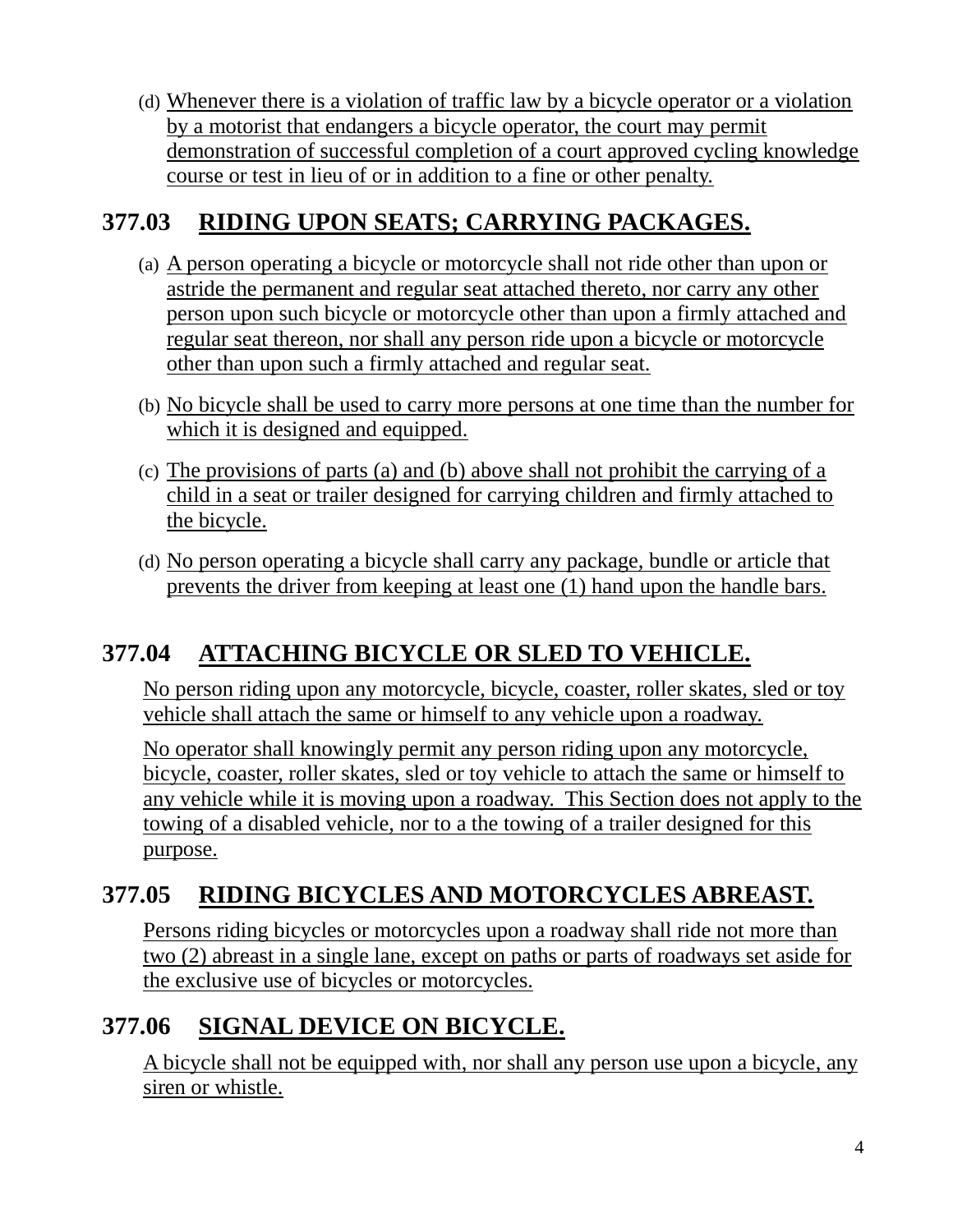(d) Whenever there is a violation of traffic law by a bicycle operator or a violation by a motorist that endangers a bicycle operator, the court may permit demonstration of successful completion of a court approved cycling knowledge course or test in lieu of or in addition to a fine or other penalty.

## 377.03 RIDING UPON SEATS; CARRYING PACKAGES.

(a) A person operating a bicycle or motorcycle shall not ride other than upon or astride the permanent and regular seat attached thereto, nor carry any other person upon such bicycle or motorcycle other than upon a firmly attached and regular seat thereon, nor shall any person ride upon a bicycle or motorcycle other than upon such a firmly attached and regular seat.

(b) No bicycle shall be used to carry more persons at one time than the number for which it is designed and equipped.

(c) The provisions of parts (a) and (b) above shall not prohibit the carrying of a child in a seat or trailer designed for carrying children and firmly attached to the bicycle.

(d) No person operating a bicycle shall carry any package, bundle or article that prevents the driver from keeping at least one (1) hand upon the handle bars.

## 377.04 ATTACHING BICYCLE OR SLED TO VEHICLE.

No person riding upon any motorcycle, bicycle, coaster, roller skates, sled or toy vehicle shall attach the same or himself to any vehicle upon a roadway.

No operator shall knowingly permit any person riding upon any motorcycle, bicycle, coaster, roller skates, sled or toy vehicle to attach the same or himself to any vehicle while it is moving upon a roadway. This Section does not apply to the towing of a disabled vehicle, nor to a the towing of a trailer designed for this purpose.

## 377.05 RIDING BICYCLES AND MOTORCYCLES ABREAST.

Persons riding bicycles or motorcycles upon a roadway shall ride not more than two (2) abreast in a single lane, except on paths or parts of roadways set aside for the exclusive use of bicycles or motorcycles.

## 377.06 SIGNAL DEVICE ON BICYCLE.

A bicycle shall not be equipped with, nor shall any person use upon a bicycle, any siren or whistle.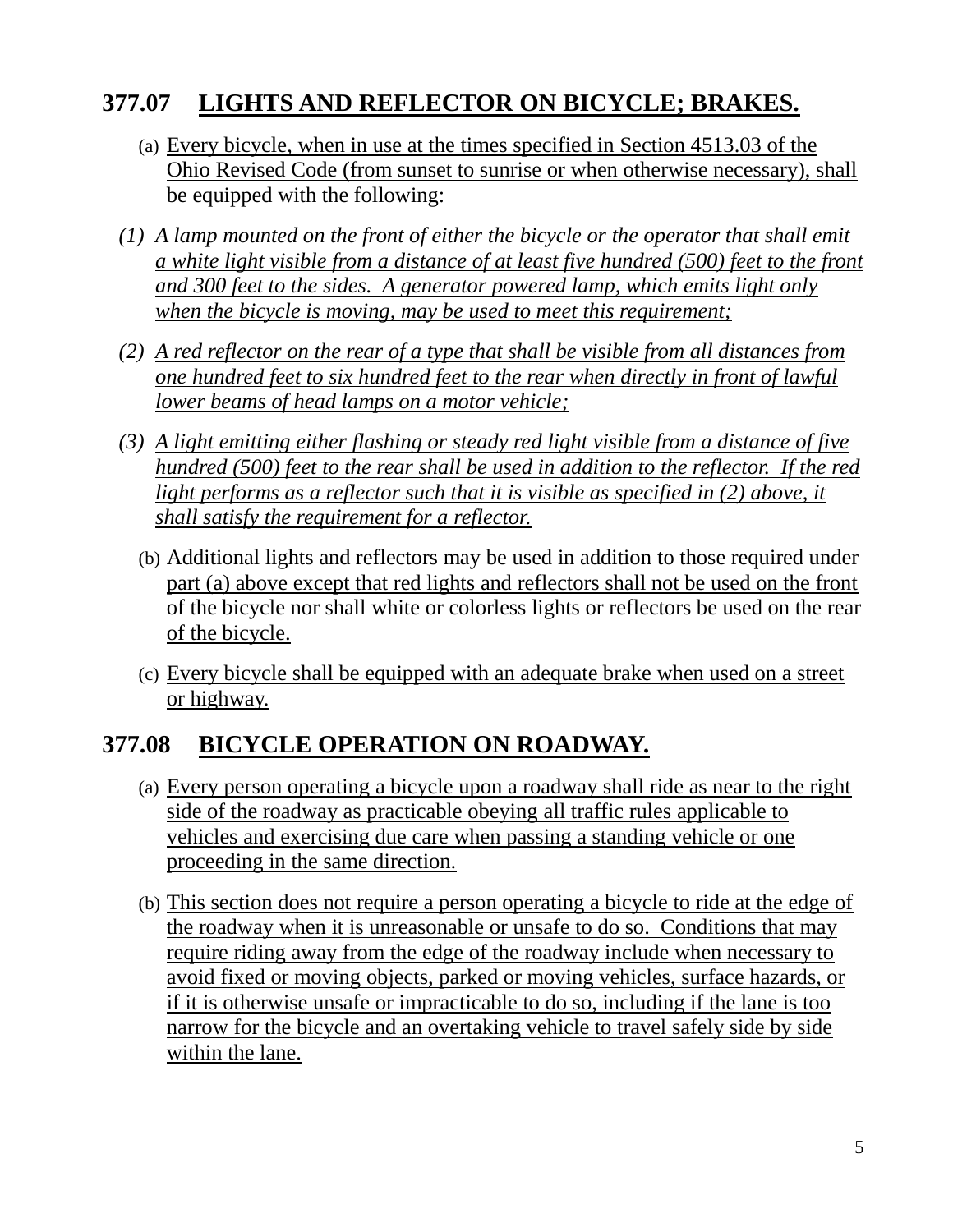## 377.07 LIGHTS AND REFLECTOR ON BICYCLE; BRAKES.

(a) Every bicycle, when in use at the times specified in Section 4513.03 of the Ohio Revised Code (from sunset to sunrise or when otherwise necessary), shall be equipped with the following:

*(1) A lamp mounted on the front of either the bicycle or the operator that shall emit a white light visible from a distance of at least five hundred (500) feet to the front and 300 feet to the sides. A generator powered lamp, which emits light only when the bicycle is moving, may be used to meet this requirement;*

*(2) A red reflector on the rear of a type that shall be visible from all distances from one hundred feet to six hundred feet to the rear when directly in front of lawful lower beams of head lamps on a motor vehicle;*

*(3) A light emitting either flashing or steady red light visible from a distance of five hundred (500) feet to the rear shall be used in addition to the reflector. If the red light performs as a reflector such that it is visible as specified in (2) above, it shall satisfy the requirement for a reflector.*

(b) Additional lights and reflectors may be used in addition to those required under part (a) above except that red lights and reflectors shall not be used on the front of the bicycle nor shall white or colorless lights or reflectors be used on the rear of the bicycle.

(c) Every bicycle shall be equipped with an adequate brake when used on a street or highway.

## 377.08 BICYCLE OPERATION ON ROADWAY.

(a) Every person operating a bicycle upon a roadway shall ride as near to the right side of the roadway as practicable obeying all traffic rules applicable to vehicles and exercising due care when passing a standing vehicle or one proceeding in the same direction.

(b) This section does not require a person operating a bicycle to ride at the edge of the roadway when it is unreasonable or unsafe to do so. Conditions that may require riding away from the edge of the roadway include when necessary to avoid fixed or moving objects, parked or moving vehicles, surface hazards, or if it is otherwise unsafe or impracticable to do so, including if the lane is too narrow for the bicycle and an overtaking vehicle to travel safely side by side within the lane.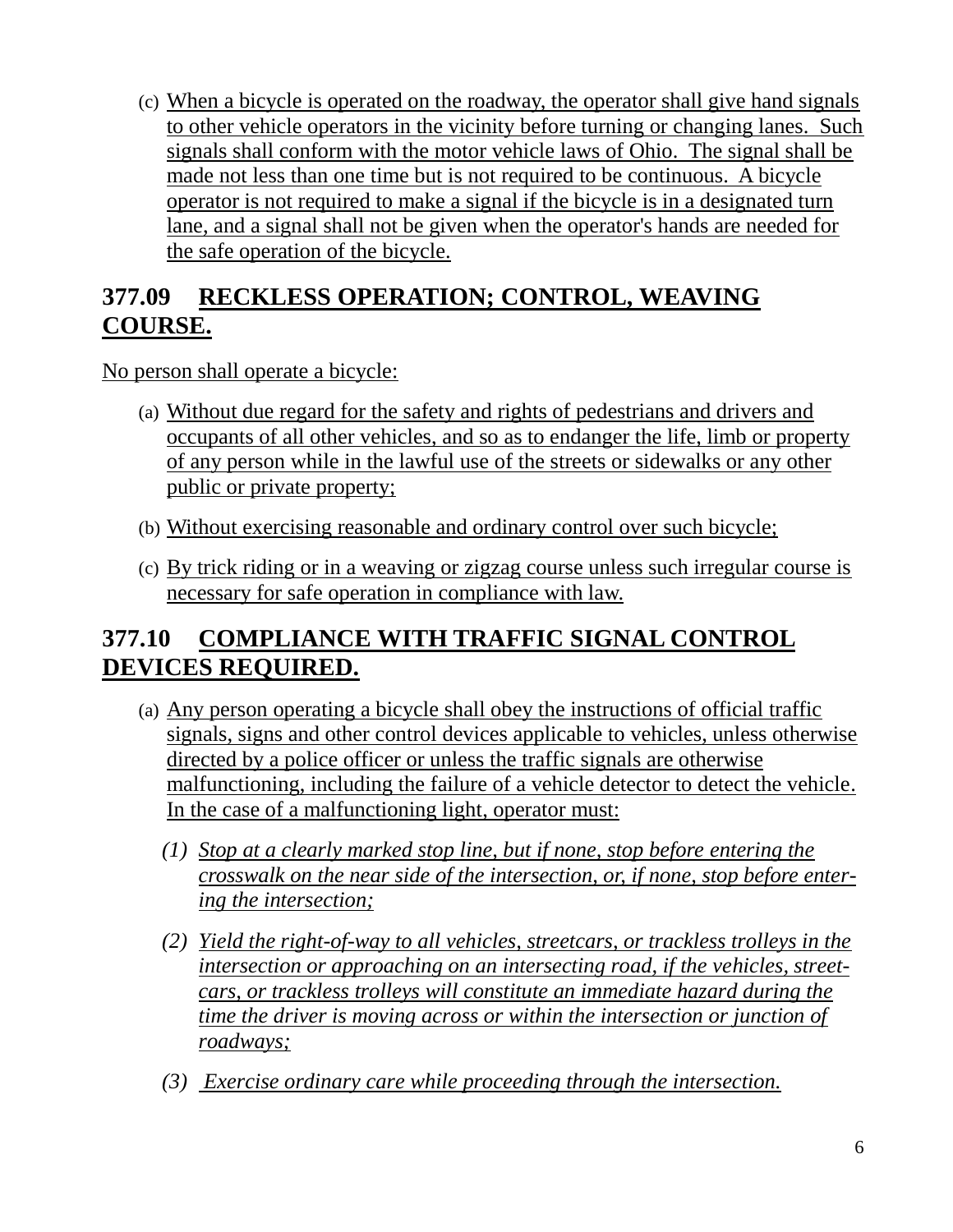(c) When a bicycle is operated on the roadway, the operator shall give hand signals to other vehicle operators in the vicinity before turning or changing lanes. Such signals shall conform with the motor vehicle laws of Ohio. The signal shall be made not less than one time but is not required to be continuous. A bicycle operator is not required to make a signal if the bicycle is in a designated turn lane, and a signal shall not be given when the operator's hands are needed for the safe operation of the bicycle.

## 377.09 RECKLESS OPERATION; CONTROL, WEAVING COURSE.

No person shall operate a bicycle:

(a) Without due regard for the safety and rights of pedestrians and drivers and occupants of all other vehicles, and so as to endanger the life, limb or property of any person while in the lawful use of the streets or sidewalks or any other public or private property;

(b) Without exercising reasonable and ordinary control over such bicycle;

(c) By trick riding or in a weaving or zigzag course unless such irregular course is necessary for safe operation in compliance with law.

## 377.10 COMPLIANCE WITH TRAFFIC SIGNAL CONTROL DEVICES REQUIRED.

(a) Any person operating a bicycle shall obey the instructions of official traffic signals, signs and other control devices applicable to vehicles, unless otherwise directed by a police officer or unless the traffic signals are otherwise malfunctioning, including the failure of a vehicle detector to detect the vehicle. In the case of a malfunctioning light, operator must:

*(1) Stop at a clearly marked stop line, but if none, stop before entering the crosswalk on the near side of the intersection, or, if none, stop before entering the intersection;*

*(2) Yield the right-of-way to all vehicles, streetcars, or trackless trolleys in the intersection or approaching on an intersecting road, if the vehicles, streetcars, or trackless trolleys will constitute an immediate hazard during the time the driver is moving across or within the intersection or junction of roadways;*

*(3) Exercise ordinary care while proceeding through the intersection.*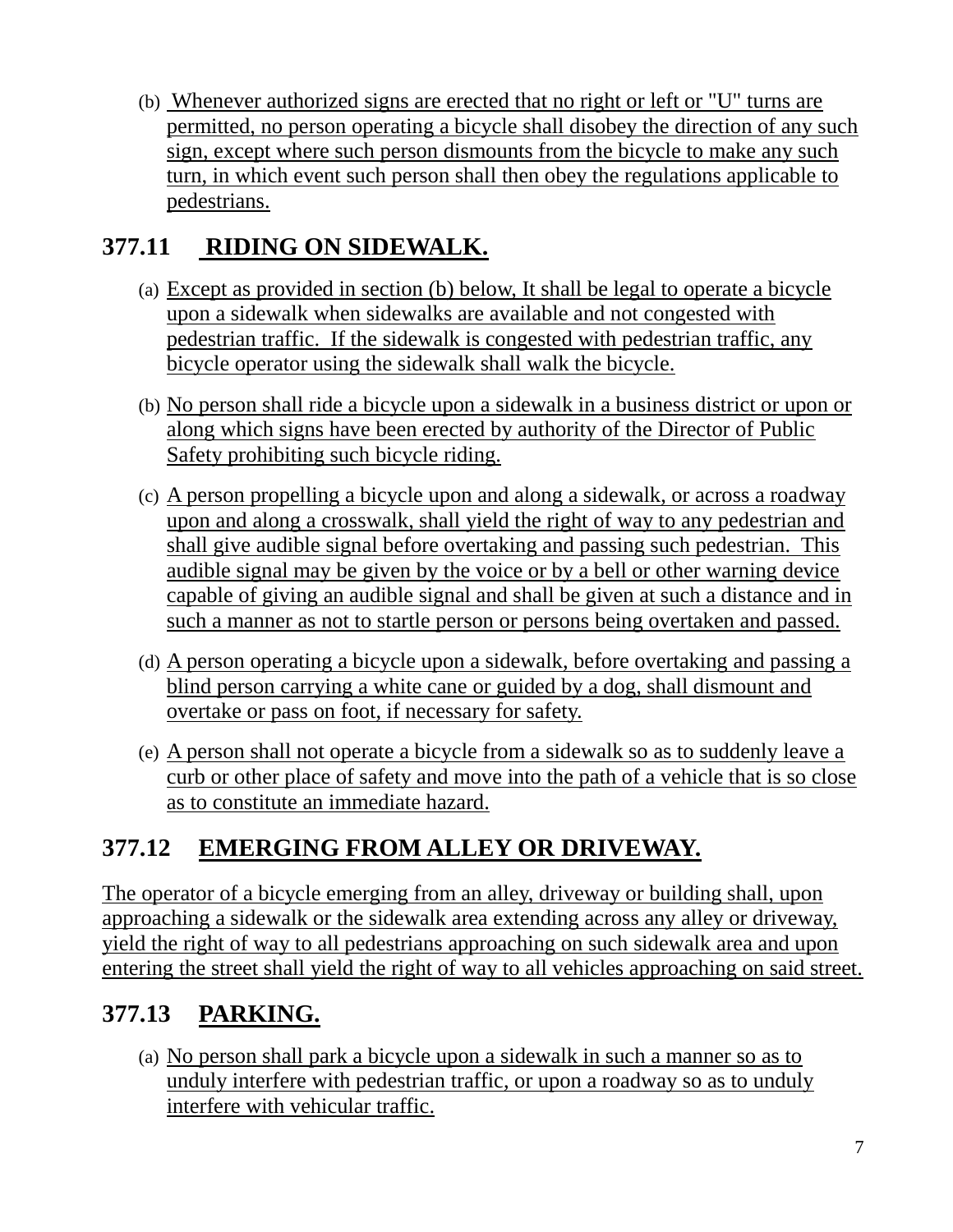(b) Whenever authorized signs are erected that no right or left or "U" turns are permitted, no person operating a bicycle shall disobey the direction of any such sign, except where such person dismounts from the bicycle to make any such turn, in which event such person shall then obey the regulations applicable to pedestrians.

## 377.11 RIDING ON SIDEWALK.

(a) Except as provided in section (b) below, It shall be legal to operate a bicycle upon a sidewalk when sidewalks are available and not congested with pedestrian traffic. If the sidewalk is congested with pedestrian traffic, any bicycle operator using the sidewalk shall walk the bicycle.

(b) No person shall ride a bicycle upon a sidewalk in a business district or upon or along which signs have been erected by authority of the Director of Public Safety prohibiting such bicycle riding.

(c) A person propelling a bicycle upon and along a sidewalk, or across a roadway upon and along a crosswalk, shall yield the right of way to any pedestrian and shall give audible signal before overtaking and passing such pedestrian. This audible signal may be given by the voice or by a bell or other warning device capable of giving an audible signal and shall be given at such a distance and in such a manner as not to startle person or persons being overtaken and passed.

(d) A person operating a bicycle upon a sidewalk, before overtaking and passing a blind person carrying a white cane or guided by a dog, shall dismount and overtake or pass on foot, if necessary for safety.

(e) A person shall not operate a bicycle from a sidewalk so as to suddenly leave a curb or other place of safety and move into the path of a vehicle that is so close as to constitute an immediate hazard.

## 377.12 EMERGING FROM ALLEY OR DRIVEWAY.

The operator of a bicycle emerging from an alley, driveway or building shall, upon approaching a sidewalk or the sidewalk area extending across any alley or driveway, yield the right of way to all pedestrians approaching on such sidewalk area and upon entering the street shall yield the right of way to all vehicles approaching on said street.

## 377.13 PARKING.

(a) No person shall park a bicycle upon a sidewalk in such a manner so as to unduly interfere with pedestrian traffic, or upon a roadway so as to unduly interfere with vehicular traffic.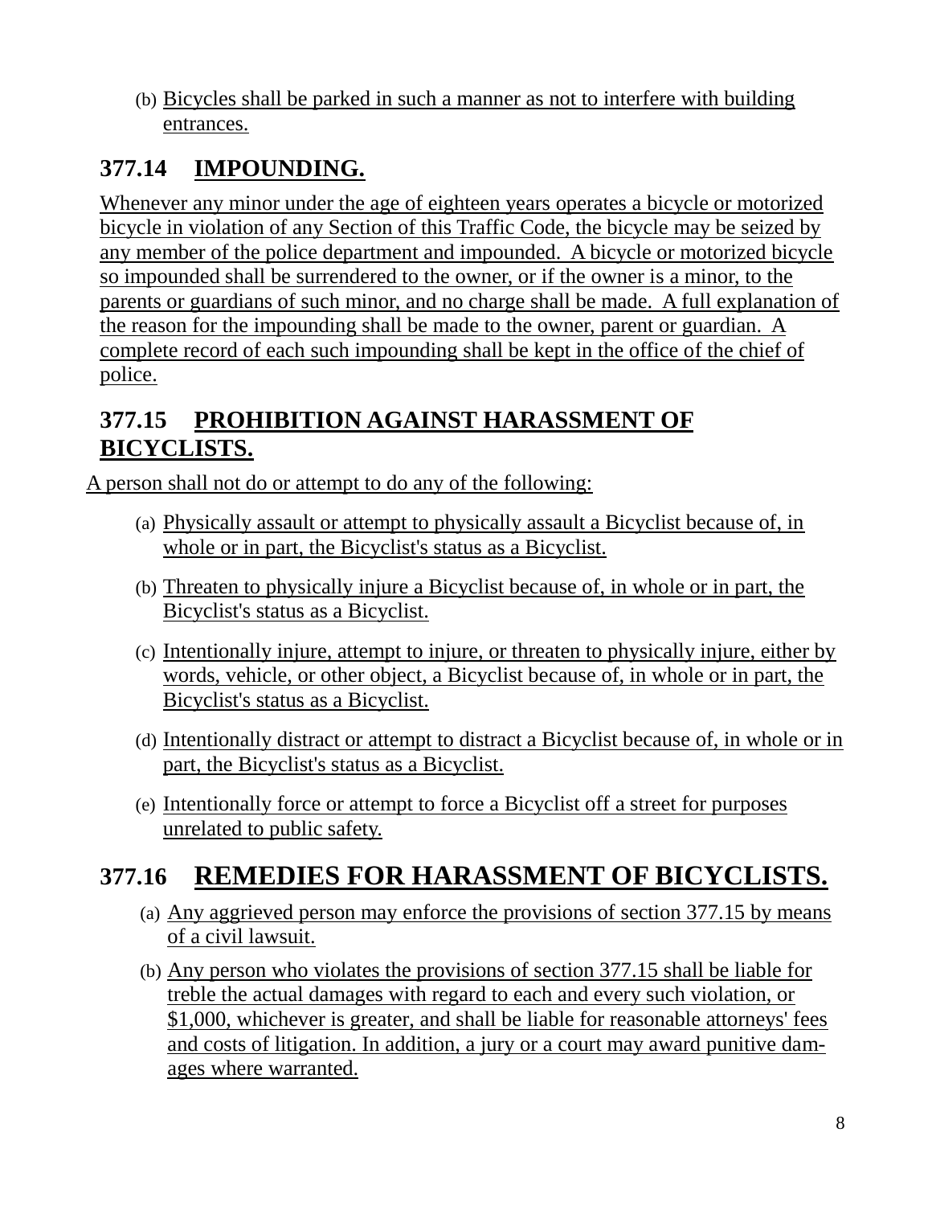(b) Bicycles shall be parked in such a manner as not to interfere with building entrances.

## 377.14 IMPOUNDING.

Whenever any minor under the age of eighteen years operates a bicycle or motorized bicycle in violation of any Section of this Traffic Code, the bicycle may be seized by any member of the police department and impounded. A bicycle or motorized bicycle so impounded shall be surrendered to the owner, or if the owner is a minor, to the parents or guardians of such minor, and no charge shall be made. A full explanation of the reason for the impounding shall be made to the owner, parent or guardian. A complete record of each such impounding shall be kept in the office of the chief of police.

## 377.15 PROHIBITION AGAINST HARASSMENT OF BICYCLISTS.

A person shall not do or attempt to do any of the following:

(a) Physically assault or attempt to physically assault a Bicyclist because of, in whole or in part, the Bicyclist's status as a Bicyclist.

(b) Threaten to physically injure a Bicyclist because of, in whole or in part, the Bicyclist's status as a Bicyclist.

(c) Intentionally injure, attempt to injure, or threaten to physically injure, either by words, vehicle, or other object, a Bicyclist because of, in whole or in part, the Bicyclist's status as a Bicyclist.

(d) Intentionally distract or attempt to distract a Bicyclist because of, in whole or in part, the Bicyclist's status as a Bicyclist.

(e) Intentionally force or attempt to force a Bicyclist off a street for purposes unrelated to public safety.

## 377.16 REMEDIES FOR HARASSMENT OF BICYCLISTS.

(a) Any aggrieved person may enforce the provisions of section 377.15 by means of a civil lawsuit.

(b) Any person who violates the provisions of section 377.15 shall be liable for treble the actual damages with regard to each and every such violation, or $1,000, whichever is greater, and shall be liable for reasonable attorneys' fees and costs of litigation. In addition, a jury or a court may award punitive damages where warranted.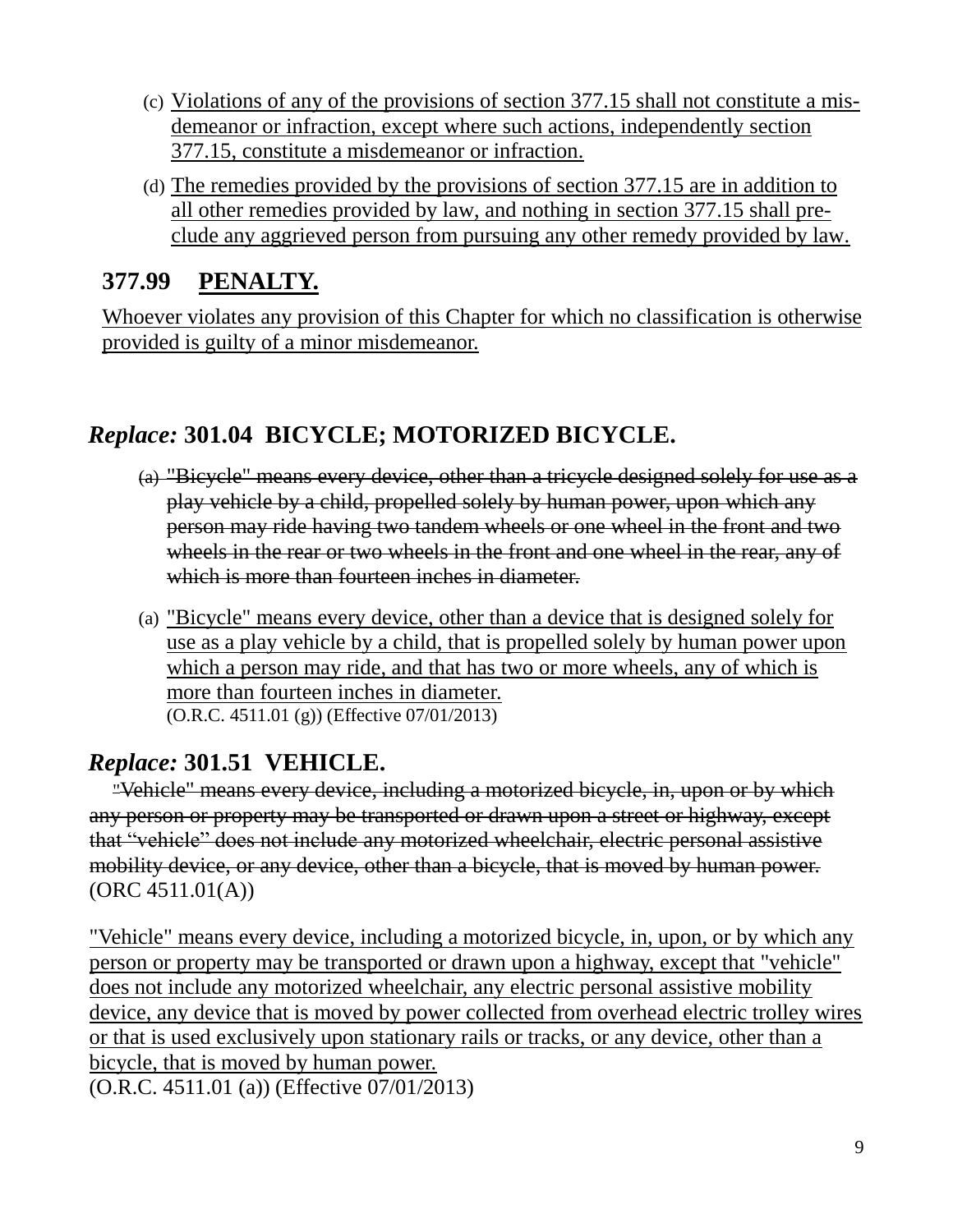(c) Violations of any of the provisions of section 377.15 shall not constitute a misdemeanor or infraction, except where such actions, independently section 377.15, constitute a misdemeanor or infraction.

(d) The remedies provided by the provisions of section 377.15 are in addition to all other remedies provided by law, and nothing in section 377.15 shall preclude any aggrieved person from pursuing any other remedy provided by law.

## 377.99 PENALTY.

Whoever violates any provision of this Chapter for which no classification is otherwise provided is guilty of a minor misdemeanor.

## *Replace:* 301.04 BICYCLE; MOTORIZED BICYCLE.

(a) ~~"Bicycle" means every device, other than a tricycle designed solely for use as a play vehicle by a child, propelled solely by human power, upon which any person may ride having two tandem wheels or one wheel in the front and two wheels in the rear or two wheels in the front and one wheel in the rear, any of which is more than fourteen inches in diameter.~~

(a) "Bicycle" means every device, other than a device that is designed solely for use as a play vehicle by a child, that is propelled solely by human power upon which a person may ride, and that has two or more wheels, any of which is more than fourteen inches in diameter.
(O.R.C. 4511.01 (g)) (Effective 07/01/2013)

## *Replace:* 301.51 VEHICLE.

~~"Vehicle" means every device, including a motorized bicycle, in, upon or by which any person or property may be transported or drawn upon a street or highway, except that "vehicle" does not include any motorized wheelchair, electric personal assistive mobility device, or any device, other than a bicycle, that is moved by human power.~~ (ORC 4511.01(A))

"Vehicle" means every device, including a motorized bicycle, in, upon, or by which any person or property may be transported or drawn upon a highway, except that "vehicle" does not include any motorized wheelchair, any electric personal assistive mobility device, any device that is moved by power collected from overhead electric trolley wires or that is used exclusively upon stationary rails or tracks, or any device, other than a bicycle, that is moved by human power.
(O.R.C. 4511.01 (a)) (Effective 07/01/2013)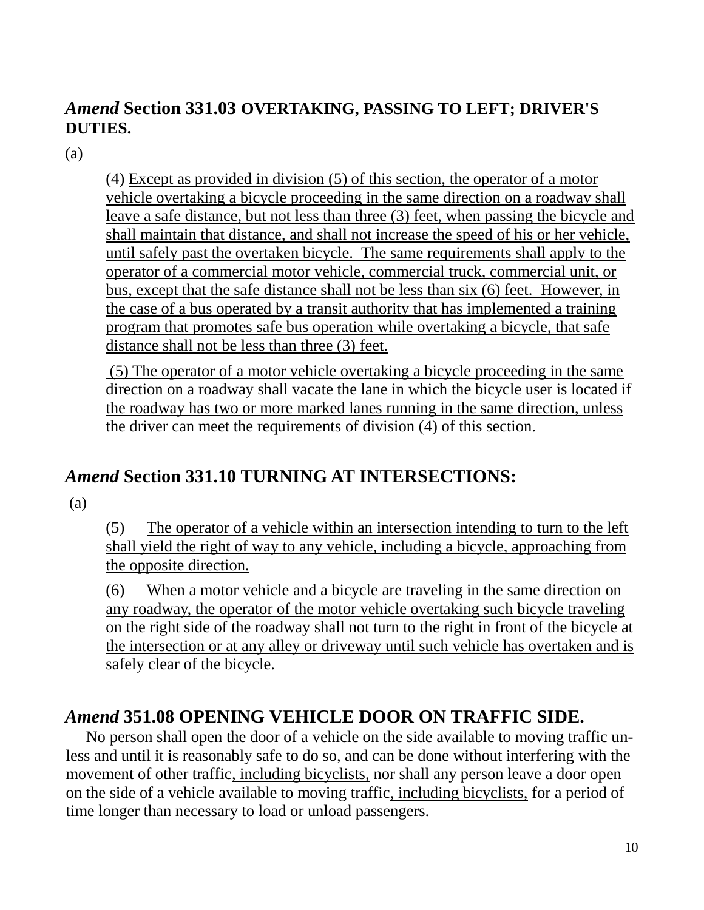## *Amend* Section 331.03 OVERTAKING, PASSING TO LEFT; DRIVER'S DUTIES.

(a)

(4) Except as provided in division (5) of this section, the operator of a motor vehicle overtaking a bicycle proceeding in the same direction on a roadway shall leave a safe distance, but not less than three (3) feet, when passing the bicycle and shall maintain that distance, and shall not increase the speed of his or her vehicle, until safely past the overtaken bicycle. The same requirements shall apply to the operator of a commercial motor vehicle, commercial truck, commercial unit, or bus, except that the safe distance shall not be less than six (6) feet. However, in the case of a bus operated by a transit authority that has implemented a training program that promotes safe bus operation while overtaking a bicycle, that safe distance shall not be less than three (3) feet.

(5) The operator of a motor vehicle overtaking a bicycle proceeding in the same direction on a roadway shall vacate the lane in which the bicycle user is located if the roadway has two or more marked lanes running in the same direction, unless the driver can meet the requirements of division (4) of this section.

## *Amend* Section 331.10 TURNING AT INTERSECTIONS:

(a)

(5) The operator of a vehicle within an intersection intending to turn to the left shall yield the right of way to any vehicle, including a bicycle, approaching from the opposite direction.

(6) When a motor vehicle and a bicycle are traveling in the same direction on any roadway, the operator of the motor vehicle overtaking such bicycle traveling on the right side of the roadway shall not turn to the right in front of the bicycle at the intersection or at any alley or driveway until such vehicle has overtaken and is safely clear of the bicycle.

## *Amend* 351.08 OPENING VEHICLE DOOR ON TRAFFIC SIDE.

No person shall open the door of a vehicle on the side available to moving traffic unless and until it is reasonably safe to do so, and can be done without interfering with the movement of other traffic, including bicyclists, nor shall any person leave a door open on the side of a vehicle available to moving traffic, including bicyclists, for a period of time longer than necessary to load or unload passengers.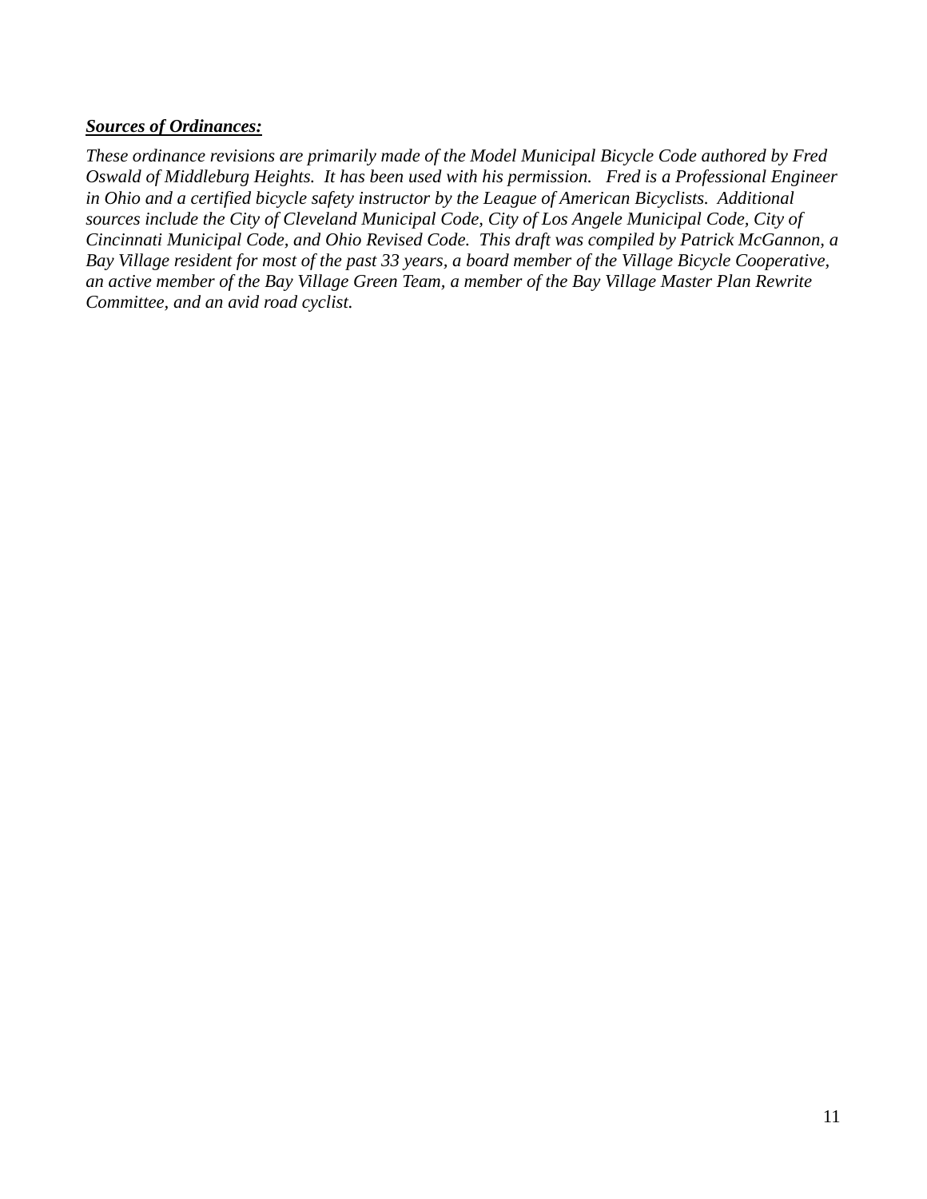***Sources of Ordinances:***

*These ordinance revisions are primarily made of the Model Municipal Bicycle Code authored by Fred Oswald of Middleburg Heights. It has been used with his permission. Fred is a Professional Engineer in Ohio and a certified bicycle safety instructor by the League of American Bicyclists. Additional sources include the City of Cleveland Municipal Code, City of Los Angele Municipal Code, City of Cincinnati Municipal Code, and Ohio Revised Code. This draft was compiled by Patrick McGannon, a Bay Village resident for most of the past 33 years, a board member of the Village Bicycle Cooperative, an active member of the Bay Village Green Team, a member of the Bay Village Master Plan Rewrite Committee, and an avid road cyclist.*